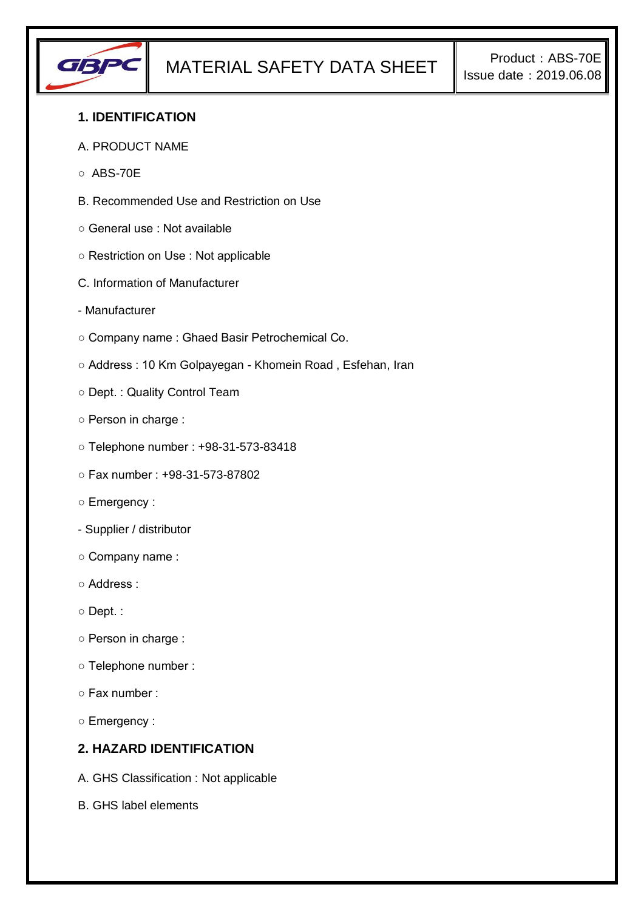| GBPC | MATERIAL SAFETY DATA SHEET | Product：ABS-70E<br>Issue date：2019.06.08 |
| --- | --- | --- |

## 1. IDENTIFICATION

A. PRODUCT NAME

○ ABS-70E

B. Recommended Use and Restriction on Use

○ General use : Not available

○ Restriction on Use : Not applicable

C. Information of Manufacturer

- Manufacturer

○ Company name : Ghaed Basir Petrochemical Co.

○ Address : 10 Km Golpayegan - Khomein Road , Esfehan, Iran

○ Dept. : Quality Control Team

○ Person in charge :

○ Telephone number : +98-31-573-83418

○ Fax number : +98-31-573-87802

○ Emergency :

- Supplier / distributor

○ Company name :

○ Address :

○ Dept. :

○ Person in charge :

○ Telephone number :

○ Fax number :

○ Emergency :

## 2. HAZARD IDENTIFICATION

A. GHS Classification : Not applicable

B. GHS label elements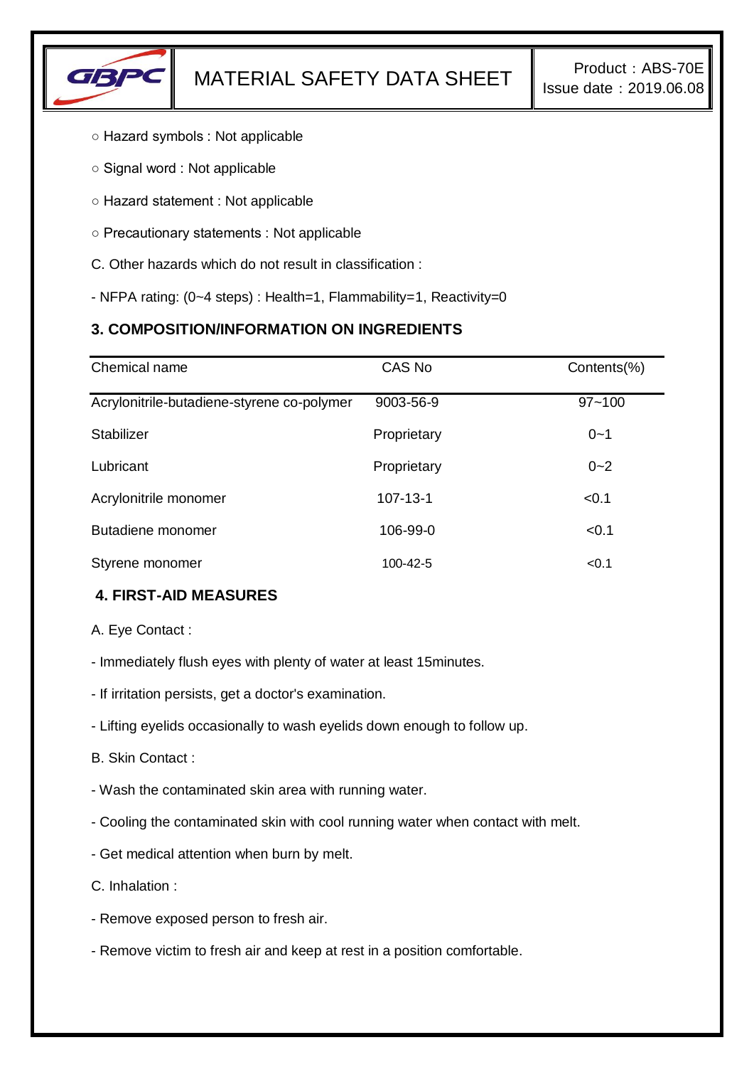○ Hazard symbols : Not applicable

○ Signal word : Not applicable

○ Hazard statement : Not applicable

○ Precautionary statements : Not applicable

C. Other hazards which do not result in classification :

- NFPA rating: (0~4 steps) : Health=1, Flammability=1, Reactivity=0

### 3. COMPOSITION/INFORMATION ON INGREDIENTS

| Chemical name | CAS No | Contents(%) |
| --- | --- | --- |
| Acrylonitrile-butadiene-styrene co-polymer | 9003-56-9 | 97~100 |
| Stabilizer | Proprietary | 0~1 |
| Lubricant | Proprietary | 0~2 |
| Acrylonitrile monomer | 107-13-1 | <0.1 |
| Butadiene monomer | 106-99-0 | <0.1 |
| Styrene monomer | 100-42-5 | <0.1 |

### 4. FIRST-AID MEASURES

A. Eye Contact :

- Immediately flush eyes with plenty of water at least 15minutes.

- If irritation persists, get a doctor's examination.

- Lifting eyelids occasionally to wash eyelids down enough to follow up.

B. Skin Contact :

- Wash the contaminated skin area with running water.

- Cooling the contaminated skin with cool running water when contact with melt.

- Get medical attention when burn by melt.

C. Inhalation :

- Remove exposed person to fresh air.

- Remove victim to fresh air and keep at rest in a position comfortable.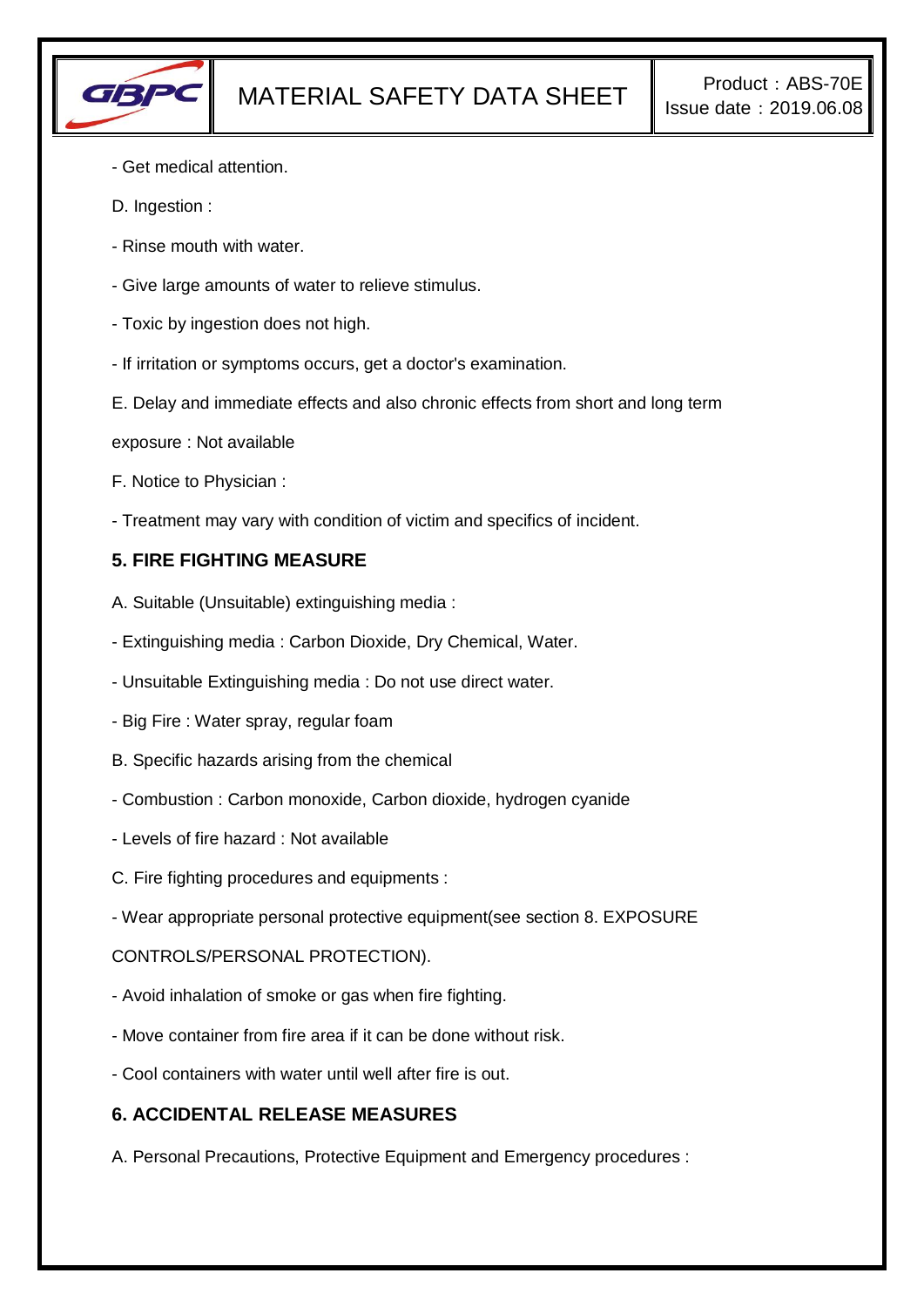- Get medical attention.

D. Ingestion :

- Rinse mouth with water.

- Give large amounts of water to relieve stimulus.

- Toxic by ingestion does not high.

- If irritation or symptoms occurs, get a doctor's examination.

E. Delay and immediate effects and also chronic effects from short and long term exposure : Not available

F. Notice to Physician :

- Treatment may vary with condition of victim and specifics of incident.

## 5. FIRE FIGHTING MEASURE

A. Suitable (Unsuitable) extinguishing media :

- Extinguishing media : Carbon Dioxide, Dry Chemical, Water.

- Unsuitable Extinguishing media : Do not use direct water.

- Big Fire : Water spray, regular foam

B. Specific hazards arising from the chemical

- Combustion : Carbon monoxide, Carbon dioxide, hydrogen cyanide

- Levels of fire hazard : Not available

C. Fire fighting procedures and equipments :

- Wear appropriate personal protective equipment(see section 8. EXPOSURE CONTROLS/PERSONAL PROTECTION).

- Avoid inhalation of smoke or gas when fire fighting.

- Move container from fire area if it can be done without risk.

- Cool containers with water until well after fire is out.

## 6. ACCIDENTAL RELEASE MEASURES

A. Personal Precautions, Protective Equipment and Emergency procedures :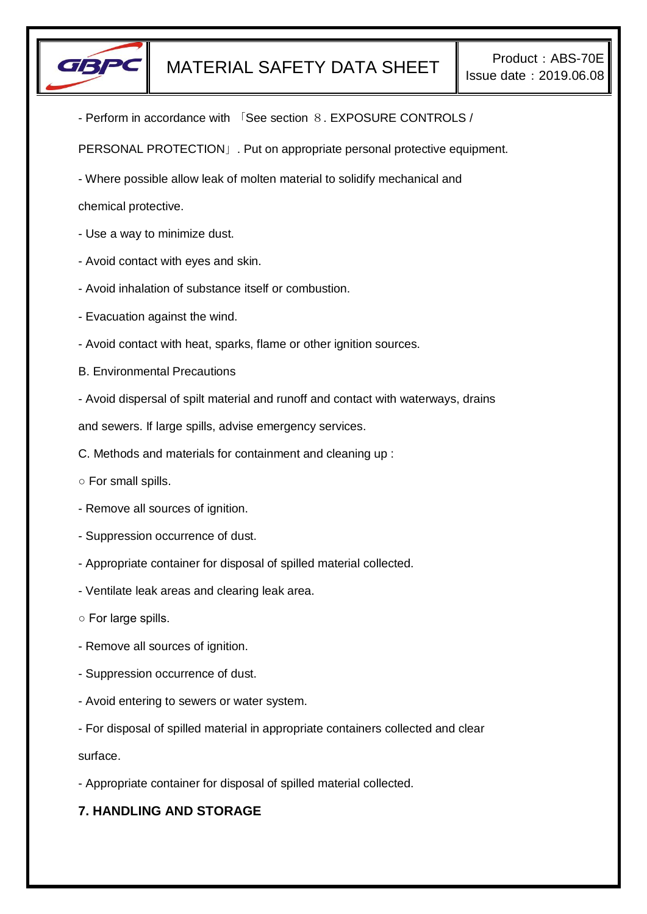- Perform in accordance with 「See section ８. EXPOSURE CONTROLS / PERSONAL PROTECTION」. Put on appropriate personal protective equipment.

- Where possible allow leak of molten material to solidify mechanical and chemical protective.

- Use a way to minimize dust.

- Avoid contact with eyes and skin.

- Avoid inhalation of substance itself or combustion.

- Evacuation against the wind.

- Avoid contact with heat, sparks, flame or other ignition sources.

B. Environmental Precautions

- Avoid dispersal of spilt material and runoff and contact with waterways, drains and sewers. If large spills, advise emergency services.

C. Methods and materials for containment and cleaning up :

○ For small spills.

- Remove all sources of ignition.

- Suppression occurrence of dust.

- Appropriate container for disposal of spilled material collected.

- Ventilate leak areas and clearing leak area.

○ For large spills.

- Remove all sources of ignition.

- Suppression occurrence of dust.

- Avoid entering to sewers or water system.

- For disposal of spilled material in appropriate containers collected and clear surface.

- Appropriate container for disposal of spilled material collected.

## 7. HANDLING AND STORAGE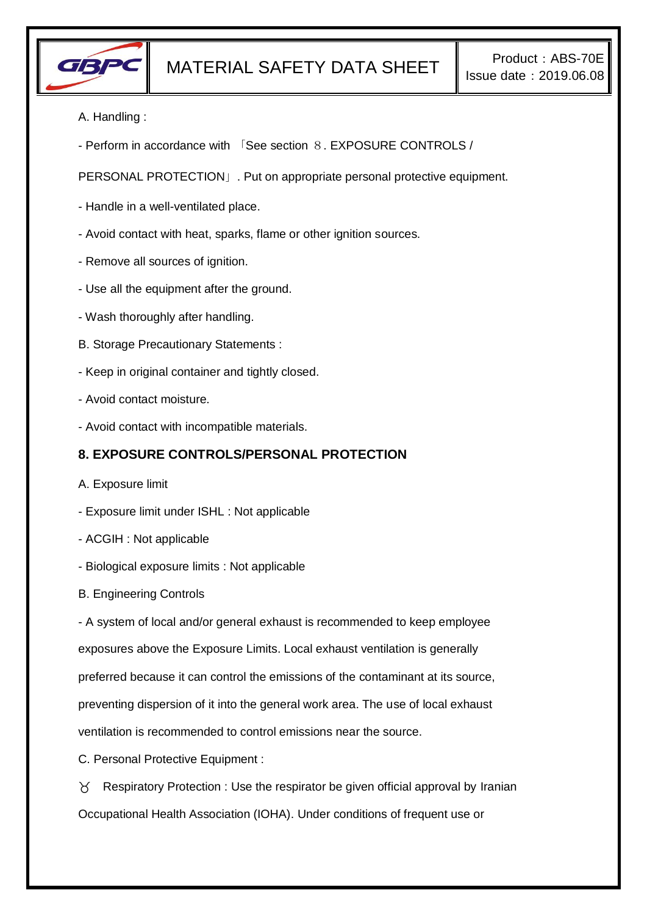A. Handling :

- Perform in accordance with 「See section ８. EXPOSURE CONTROLS / PERSONAL PROTECTION」. Put on appropriate personal protective equipment.

- Handle in a well-ventilated place.

- Avoid contact with heat, sparks, flame or other ignition sources.

- Remove all sources of ignition.

- Use all the equipment after the ground.

- Wash thoroughly after handling.

B. Storage Precautionary Statements :

- Keep in original container and tightly closed.

- Avoid contact moisture.

- Avoid contact with incompatible materials.

## 8. EXPOSURE CONTROLS/PERSONAL PROTECTION

A. Exposure limit

- Exposure limit under ISHL : Not applicable

- ACGIH : Not applicable

- Biological exposure limits : Not applicable

B. Engineering Controls

- A system of local and/or general exhaust is recommended to keep employee exposures above the Exposure Limits. Local exhaust ventilation is generally preferred because it can control the emissions of the contaminant at its source, preventing dispersion of it into the general work area. The use of local exhaust ventilation is recommended to control emissions near the source.

C. Personal Protective Equipment :

♉ Respiratory Protection : Use the respirator be given official approval by Iranian Occupational Health Association (IOHA). Under conditions of frequent use or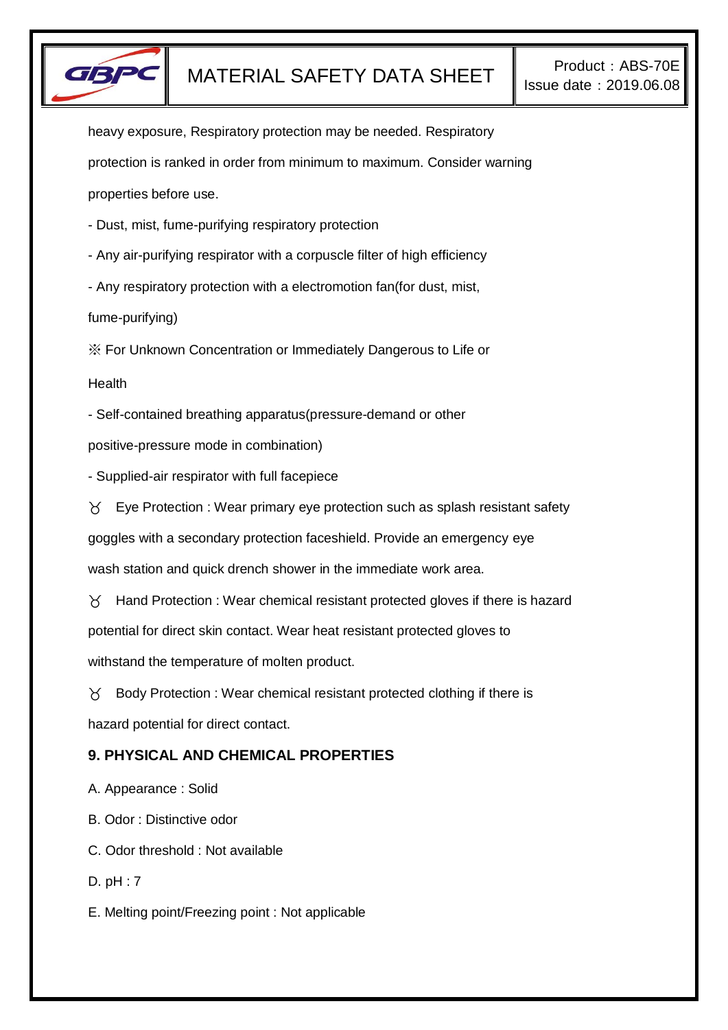heavy exposure, Respiratory protection may be needed. Respiratory protection is ranked in order from minimum to maximum. Consider warning properties before use.

- Dust, mist, fume-purifying respiratory protection
- Any air-purifying respirator with a corpuscle filter of high efficiency
- Any respiratory protection with a electromotion fan(for dust, mist, fume-purifying)

※ For Unknown Concentration or Immediately Dangerous to Life or Health

- Self-contained breathing apparatus(pressure-demand or other positive-pressure mode in combination)
- Supplied-air respirator with full facepiece

♉ Eye Protection : Wear primary eye protection such as splash resistant safety goggles with a secondary protection faceshield. Provide an emergency eye wash station and quick drench shower in the immediate work area.

♉ Hand Protection : Wear chemical resistant protected gloves if there is hazard potential for direct skin contact. Wear heat resistant protected gloves to withstand the temperature of molten product.

♉ Body Protection : Wear chemical resistant protected clothing if there is hazard potential for direct contact.

## 9. PHYSICAL AND CHEMICAL PROPERTIES

A. Appearance : Solid

B. Odor : Distinctive odor

C. Odor threshold : Not available

D. pH : 7

E. Melting point/Freezing point : Not applicable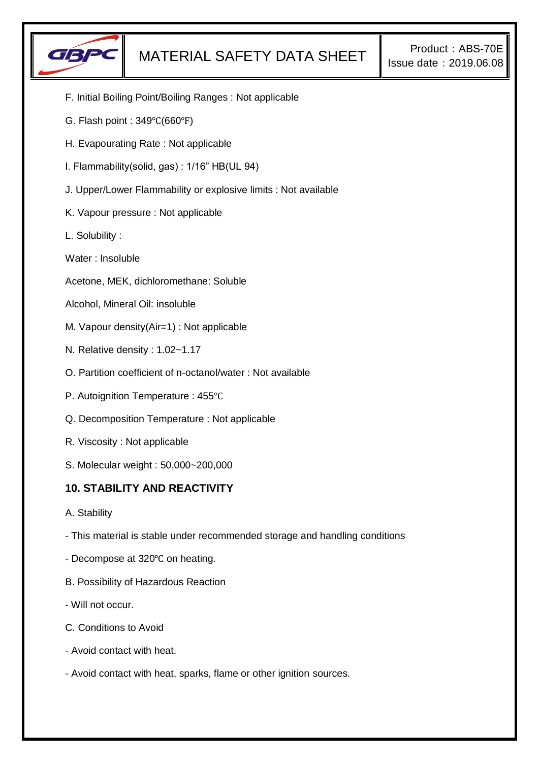F. Initial Boiling Point/Boiling Ranges : Not applicable

G. Flash point : 349℃(660℉)

H. Evapourating Rate : Not applicable

I. Flammability(solid, gas) : 1/16” HB(UL 94)

J. Upper/Lower Flammability or explosive limits : Not available

K. Vapour pressure : Not applicable

L. Solubility :

Water : Insoluble

Acetone, MEK, dichloromethane: Soluble

Alcohol, Mineral Oil: insoluble

M. Vapour density(Air=1) : Not applicable

N. Relative density : 1.02~1.17

O. Partition coefficient of n-octanol/water : Not available

P. Autoignition Temperature : 455℃

Q. Decomposition Temperature : Not applicable

R. Viscosity : Not applicable

S. Molecular weight : 50,000~200,000

## 10. STABILITY AND REACTIVITY

A. Stability

- This material is stable under recommended storage and handling conditions

- Decompose at 320℃ on heating.

B. Possibility of Hazardous Reaction

- Will not occur.

C. Conditions to Avoid

- Avoid contact with heat.

- Avoid contact with heat, sparks, flame or other ignition sources.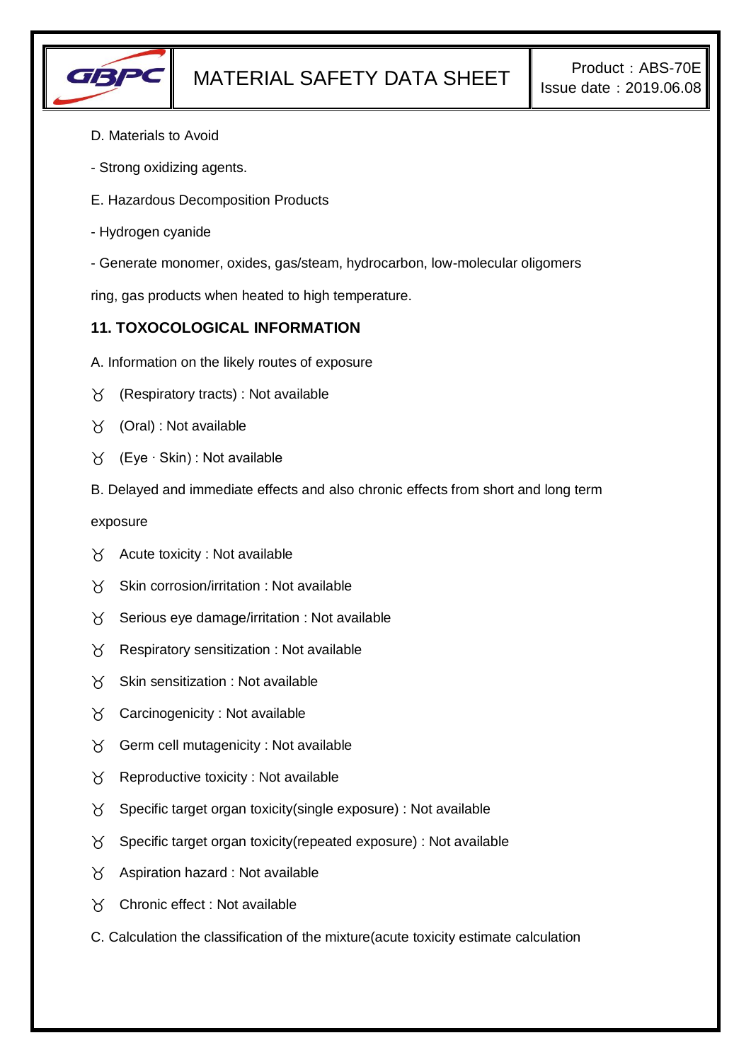D. Materials to Avoid

- Strong oxidizing agents.

E. Hazardous Decomposition Products

- Hydrogen cyanide

- Generate monomer, oxides, gas/steam, hydrocarbon, low-molecular oligomers ring, gas products when heated to high temperature.

## 11. TOXOCOLOGICAL INFORMATION

A. Information on the likely routes of exposure

- (Respiratory tracts) : Not available
- (Oral) : Not available
- (Eye · Skin) : Not available

B. Delayed and immediate effects and also chronic effects from short and long term exposure

- Acute toxicity : Not available
- Skin corrosion/irritation : Not available
- Serious eye damage/irritation : Not available
- Respiratory sensitization : Not available
- Skin sensitization : Not available
- Carcinogenicity : Not available
- Germ cell mutagenicity : Not available
- Reproductive toxicity : Not available
- Specific target organ toxicity(single exposure) : Not available
- Specific target organ toxicity(repeated exposure) : Not available
- Aspiration hazard : Not available
- Chronic effect : Not available

C. Calculation the classification of the mixture(acute toxicity estimate calculation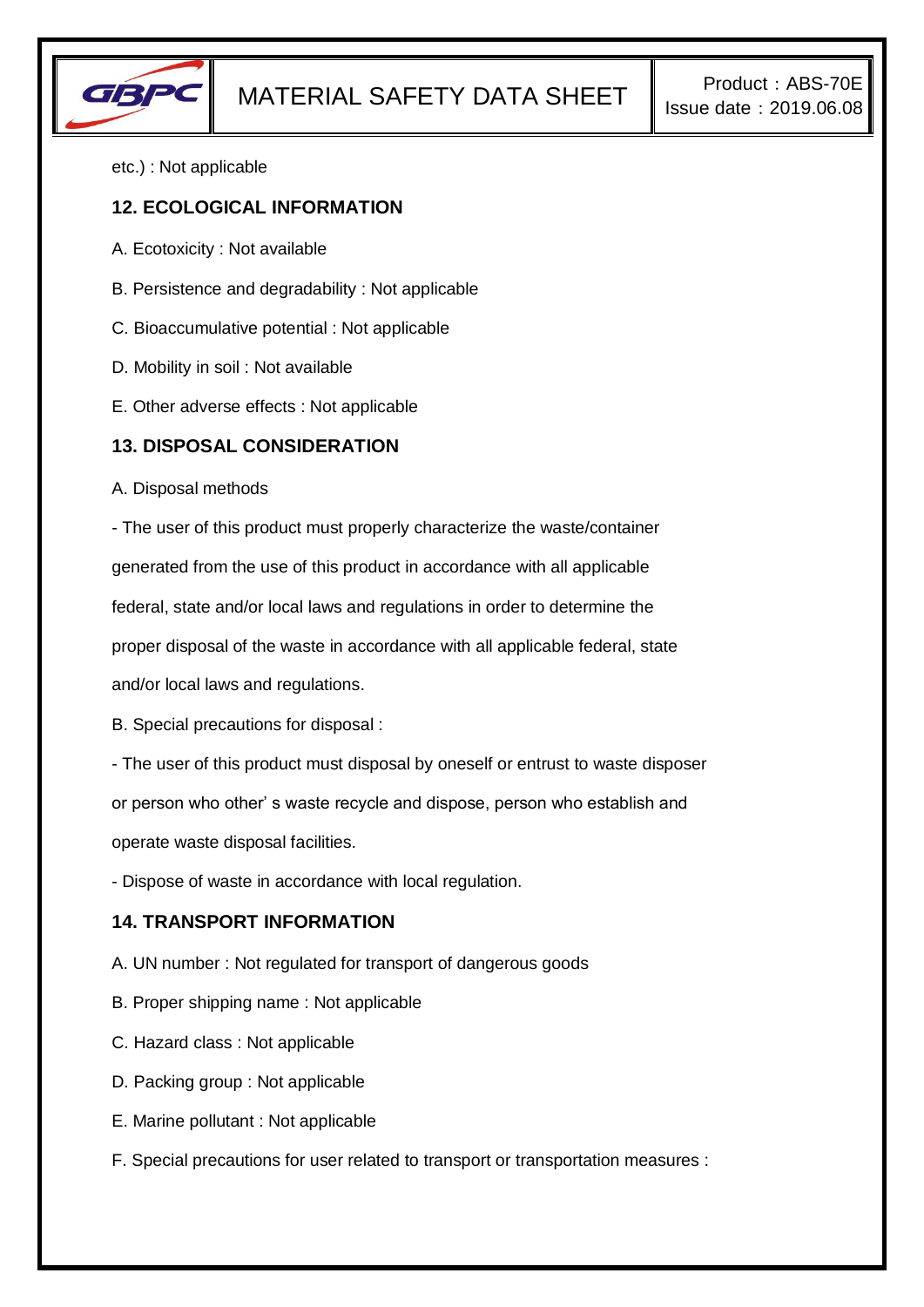etc.) : Not applicable

## 12. ECOLOGICAL INFORMATION

A. Ecotoxicity : Not available

B. Persistence and degradability : Not applicable

C. Bioaccumulative potential : Not applicable

D. Mobility in soil : Not available

E. Other adverse effects : Not applicable

## 13. DISPOSAL CONSIDERATION

A. Disposal methods

- The user of this product must properly characterize the waste/container generated from the use of this product in accordance with all applicable federal, state and/or local laws and regulations in order to determine the proper disposal of the waste in accordance with all applicable federal, state and/or local laws and regulations.

B. Special precautions for disposal :

- The user of this product must disposal by oneself or entrust to waste disposer or person who other' s waste recycle and dispose, person who establish and operate waste disposal facilities.

- Dispose of waste in accordance with local regulation.

## 14. TRANSPORT INFORMATION

A. UN number : Not regulated for transport of dangerous goods

B. Proper shipping name : Not applicable

C. Hazard class : Not applicable

D. Packing group : Not applicable

E. Marine pollutant : Not applicable

F. Special precautions for user related to transport or transportation measures :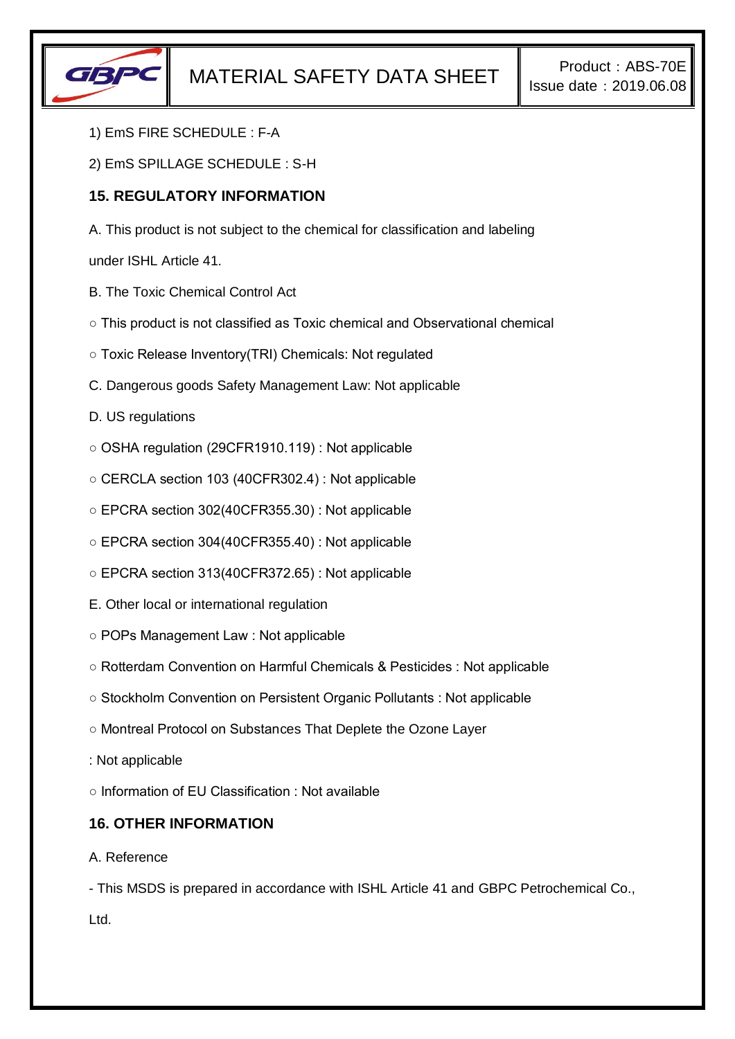1) EmS FIRE SCHEDULE : F-A

2) EmS SPILLAGE SCHEDULE : S-H

## 15. REGULATORY INFORMATION

A. This product is not subject to the chemical for classification and labeling under ISHL Article 41.

B. The Toxic Chemical Control Act

○ This product is not classified as Toxic chemical and Observational chemical

○ Toxic Release Inventory(TRI) Chemicals: Not regulated

C. Dangerous goods Safety Management Law: Not applicable

D. US regulations

○ OSHA regulation (29CFR1910.119) : Not applicable

○ CERCLA section 103 (40CFR302.4) : Not applicable

○ EPCRA section 302(40CFR355.30) : Not applicable

○ EPCRA section 304(40CFR355.40) : Not applicable

○ EPCRA section 313(40CFR372.65) : Not applicable

E. Other local or international regulation

○ POPs Management Law : Not applicable

○ Rotterdam Convention on Harmful Chemicals & Pesticides : Not applicable

○ Stockholm Convention on Persistent Organic Pollutants : Not applicable

○ Montreal Protocol on Substances That Deplete the Ozone Layer

: Not applicable

○ Information of EU Classification : Not available

## 16. OTHER INFORMATION

A. Reference

- This MSDS is prepared in accordance with ISHL Article 41 and GBPC Petrochemical Co., Ltd.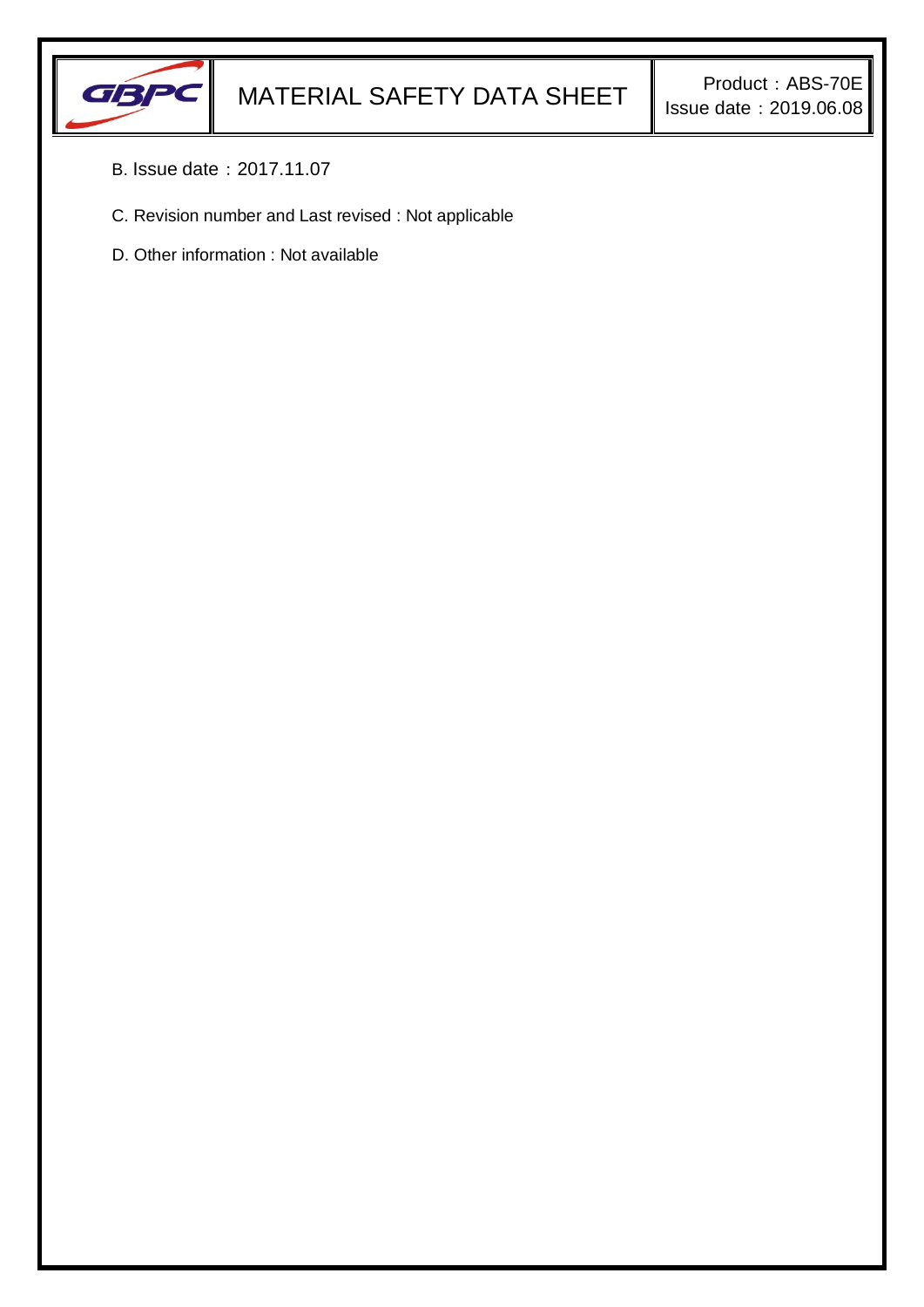B. Issue date：2017.11.07

C. Revision number and Last revised : Not applicable

D. Other information : Not available